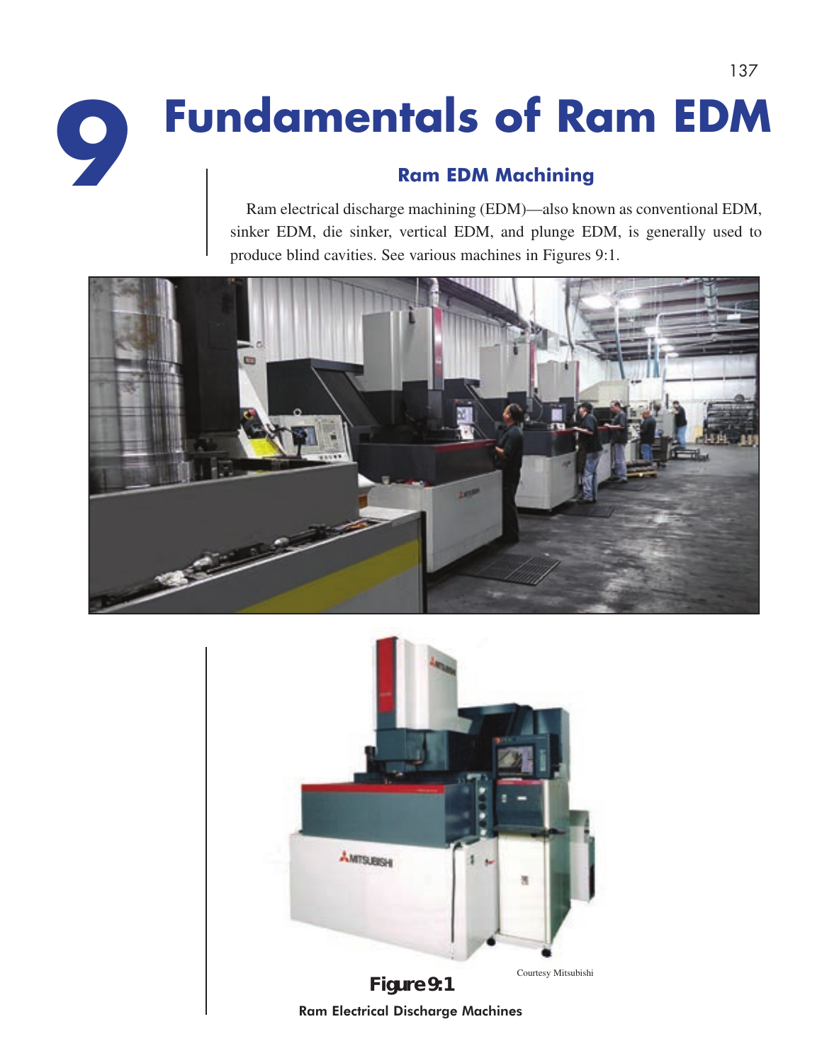# 9 Fundamentals of Ram EDM

## Ram EDM Machining

Ram electrical discharge machining (EDM)—also known as conventional EDM, sinker EDM, die sinker, vertical EDM, and plunge EDM, is generally used to produce blind cavities. See various machines in Figures 9:1.

Courtesy Mitsubishi

**Figure 9:1**

Ram Electrical Discharge Machines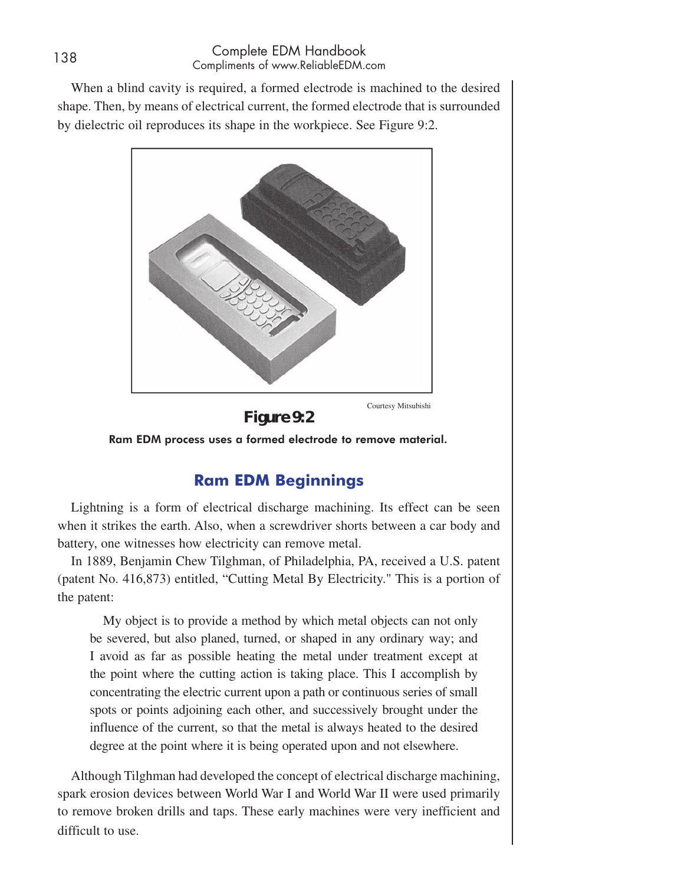When a blind cavity is required, a formed electrode is machined to the desired shape. Then, by means of electrical current, the formed electrode that is surrounded by dielectric oil reproduces its shape in the workpiece. See Figure 9:2.

Courtesy Mitsubishi

**Figure 9:2**

**Ram EDM process uses a formed electrode to remove material.**

## Ram EDM Beginnings

Lightning is a form of electrical discharge machining. Its effect can be seen when it strikes the earth. Also, when a screwdriver shorts between a car body and battery, one witnesses how electricity can remove metal.

In 1889, Benjamin Chew Tilghman, of Philadelphia, PA, received a U.S. patent (patent No. 416,873) entitled, "Cutting Metal By Electricity." This is a portion of the patent:

> My object is to provide a method by which metal objects can not only be severed, but also planed, turned, or shaped in any ordinary way; and I avoid as far as possible heating the metal under treatment except at the point where the cutting action is taking place. This I accomplish by concentrating the electric current upon a path or continuous series of small spots or points adjoining each other, and successively brought under the influence of the current, so that the metal is always heated to the desired degree at the point where it is being operated upon and not elsewhere.

Although Tilghman had developed the concept of electrical discharge machining, spark erosion devices between World War I and World War II were used primarily to remove broken drills and taps. These early machines were very inefficient and difficult to use.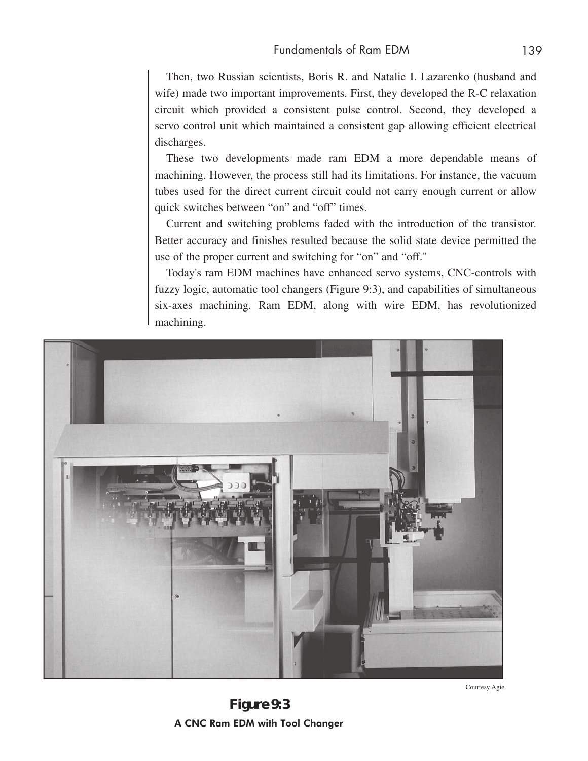Then, two Russian scientists, Boris R. and Natalie I. Lazarenko (husband and wife) made two important improvements. First, they developed the R-C relaxation circuit which provided a consistent pulse control. Second, they developed a servo control unit which maintained a consistent gap allowing efficient electrical discharges.

These two developments made ram EDM a more dependable means of machining. However, the process still had its limitations. For instance, the vacuum tubes used for the direct current circuit could not carry enough current or allow quick switches between "on" and "off" times.

Current and switching problems faded with the introduction of the transistor. Better accuracy and finishes resulted because the solid state device permitted the use of the proper current and switching for "on" and "off."

Today's ram EDM machines have enhanced servo systems, CNC-controls with fuzzy logic, automatic tool changers (Figure 9:3), and capabilities of simultaneous six-axes machining. Ram EDM, along with wire EDM, has revolutionized machining.

Courtesy Agie

**Figure 9:3**

**A CNC Ram EDM with Tool Changer**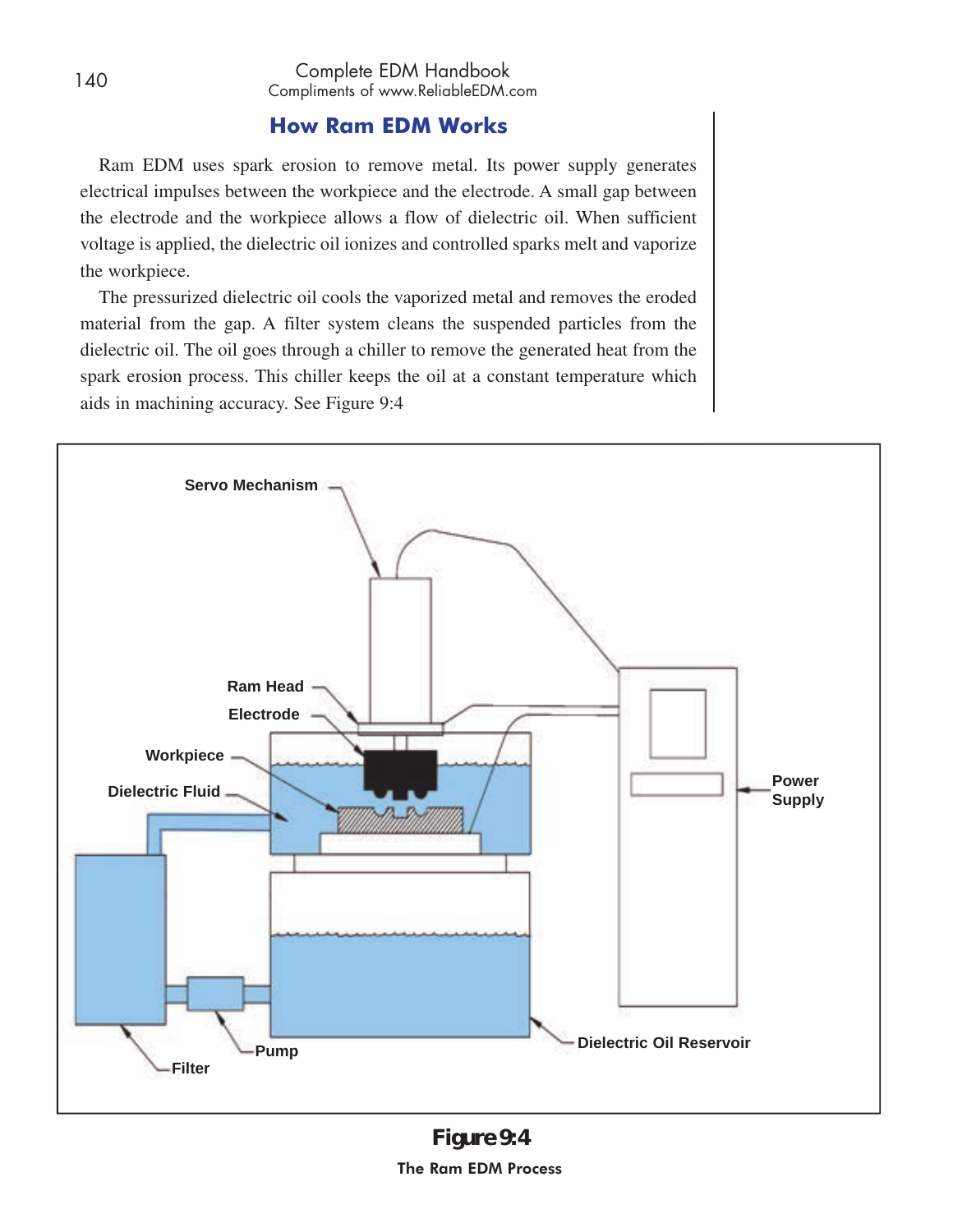## How Ram EDM Works

Ram EDM uses spark erosion to remove metal. Its power supply generates electrical impulses between the workpiece and the electrode. A small gap between the electrode and the workpiece allows a flow of dielectric oil. When sufficient voltage is applied, the dielectric oil ionizes and controlled sparks melt and vaporize the workpiece.

The pressurized dielectric oil cools the vaporized metal and removes the eroded material from the gap. A filter system cleans the suspended particles from the dielectric oil. The oil goes through a chiller to remove the generated heat from the spark erosion process. This chiller keeps the oil at a constant temperature which aids in machining accuracy. See Figure 9:4

Servo Mechanism

Ram Head

Electrode

Workpiece

Dielectric Fluid

Power Supply

Pump

Filter

Dielectric Oil Reservoir

**Figure 9:4**

**The Ram EDM Process**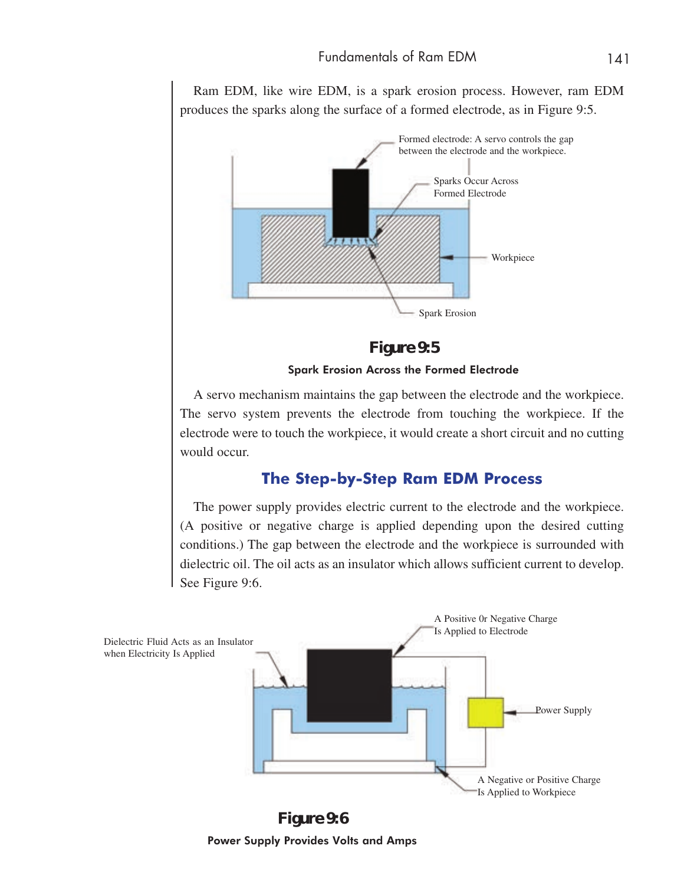Ram EDM, like wire EDM, is a spark erosion process. However, ram EDM produces the sparks along the surface of a formed electrode, as in Figure 9:5.

**Figure 9:5**

**Spark Erosion Across the Formed Electrode**

A servo mechanism maintains the gap between the electrode and the workpiece. The servo system prevents the electrode from touching the workpiece. If the electrode were to touch the workpiece, it would create a short circuit and no cutting would occur.

## The Step-by-Step Ram EDM Process

The power supply provides electric current to the electrode and the workpiece. (A positive or negative charge is applied depending upon the desired cutting conditions.) The gap between the electrode and the workpiece is surrounded with dielectric oil. The oil acts as an insulator which allows sufficient current to develop. See Figure 9:6.

**Figure 9:6**

**Power Supply Provides Volts and Amps**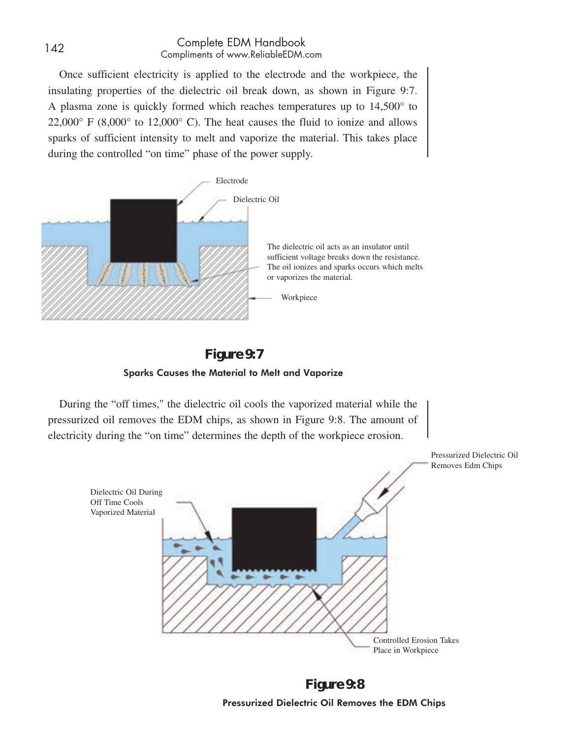Once sufficient electricity is applied to the electrode and the workpiece, the insulating properties of the dielectric oil break down, as shown in Figure 9:7. A plasma zone is quickly formed which reaches temperatures up to 14,500° to 22,000° F (8,000° to 12,000° C). The heat causes the fluid to ionize and allows sparks of sufficient intensity to melt and vaporize the material. This takes place during the controlled "on time" phase of the power supply.

Electrode

Dielectric Oil

The dielectric oil acts as an insulator until sufficient voltage breaks down the resistance. The oil ionizes and sparks occurs which melts or vaporizes the material.

Workpiece

**Figure 9:7**

**Sparks Causes the Material to Melt and Vaporize**

During the "off times," the dielectric oil cools the vaporized material while the pressurized oil removes the EDM chips, as shown in Figure 9:8. The amount of electricity during the "on time" determines the depth of the workpiece erosion.

Pressurized Dielectric Oil Removes Edm Chips

Dielectric Oil During Off Time Cools Vaporized Material

Controlled Erosion Takes Place in Workpiece

**Figure 9:8**

**Pressurized Dielectric Oil Removes the EDM Chips**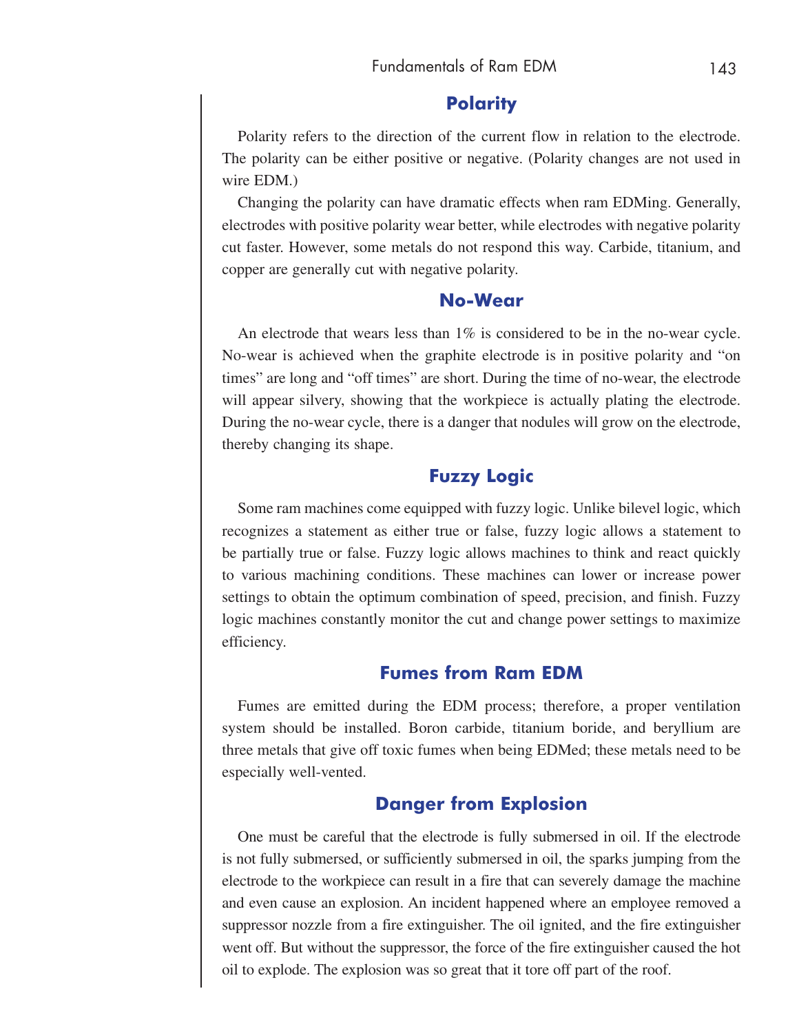## Polarity

Polarity refers to the direction of the current flow in relation to the electrode. The polarity can be either positive or negative. (Polarity changes are not used in wire EDM.)

Changing the polarity can have dramatic effects when ram EDMing. Generally, electrodes with positive polarity wear better, while electrodes with negative polarity cut faster. However, some metals do not respond this way. Carbide, titanium, and copper are generally cut with negative polarity.

## No-Wear

An electrode that wears less than 1% is considered to be in the no-wear cycle. No-wear is achieved when the graphite electrode is in positive polarity and "on times" are long and "off times" are short. During the time of no-wear, the electrode will appear silvery, showing that the workpiece is actually plating the electrode. During the no-wear cycle, there is a danger that nodules will grow on the electrode, thereby changing its shape.

## Fuzzy Logic

Some ram machines come equipped with fuzzy logic. Unlike bilevel logic, which recognizes a statement as either true or false, fuzzy logic allows a statement to be partially true or false. Fuzzy logic allows machines to think and react quickly to various machining conditions. These machines can lower or increase power settings to obtain the optimum combination of speed, precision, and finish. Fuzzy logic machines constantly monitor the cut and change power settings to maximize efficiency.

## Fumes from Ram EDM

Fumes are emitted during the EDM process; therefore, a proper ventilation system should be installed. Boron carbide, titanium boride, and beryllium are three metals that give off toxic fumes when being EDMed; these metals need to be especially well-vented.

## Danger from Explosion

One must be careful that the electrode is fully submersed in oil. If the electrode is not fully submersed, or sufficiently submersed in oil, the sparks jumping from the electrode to the workpiece can result in a fire that can severely damage the machine and even cause an explosion. An incident happened where an employee removed a suppressor nozzle from a fire extinguisher. The oil ignited, and the fire extinguisher went off. But without the suppressor, the force of the fire extinguisher caused the hot oil to explode. The explosion was so great that it tore off part of the roof.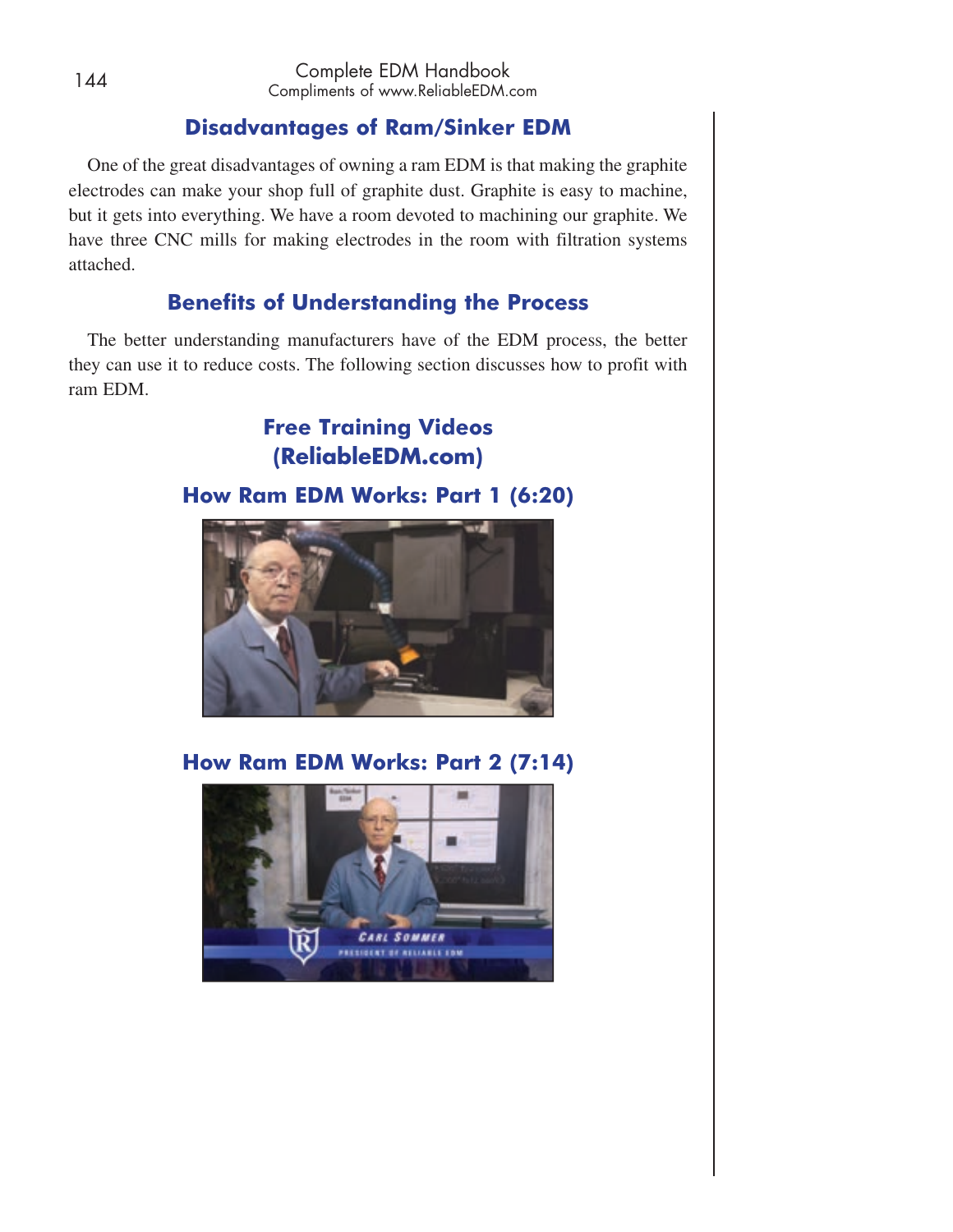## Disadvantages of Ram/Sinker EDM

One of the great disadvantages of owning a ram EDM is that making the graphite electrodes can make your shop full of graphite dust. Graphite is easy to machine, but it gets into everything. We have a room devoted to machining our graphite. We have three CNC mills for making electrodes in the room with filtration systems attached.

## Benefits of Understanding the Process

The better understanding manufacturers have of the EDM process, the better they can use it to reduce costs. The following section discusses how to profit with ram EDM.

## Free Training Videos (ReliableEDM.com)

### How Ram EDM Works: Part 1 (6:20)

### How Ram EDM Works: Part 2 (7:14)